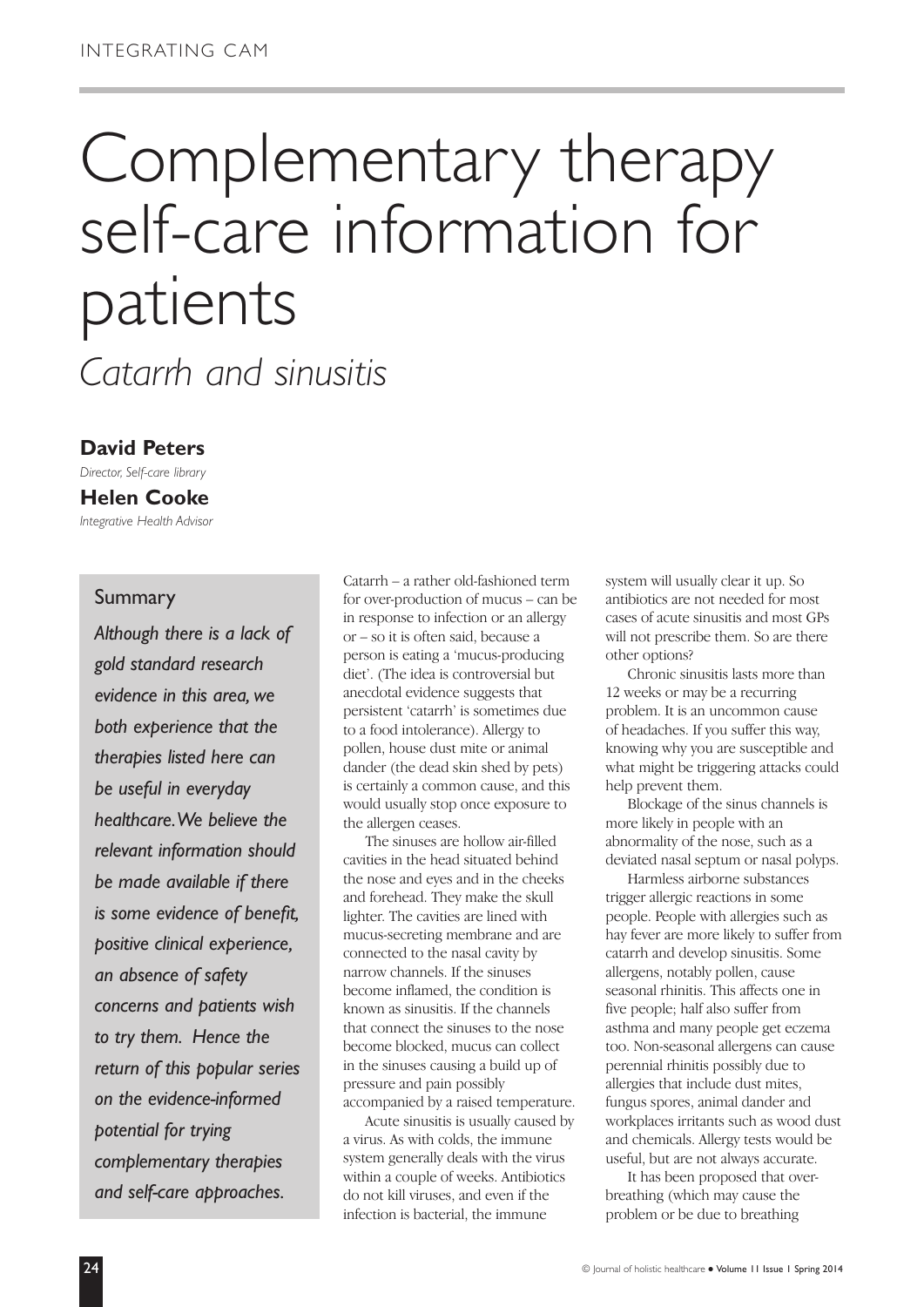# Complementary therapy self-care information for patients

## *Catarrh and sinusitis*

**David Peters**
*Director, Self-care library*

**Helen Cooke**
*Integrative Health Advisor*

### Summary

*Although there is a lack of gold standard research evidence in this area, we both experience that the therapies listed here can be useful in everyday healthcare. We believe the relevant information should be made available if there is some evidence of benefit, positive clinical experience, an absence of safety concerns and patients wish to try them. Hence the return of this popular series on the evidence-informed potential for trying complementary therapies and self-care approaches.*

Catarrh – a rather old-fashioned term for over-production of mucus – can be in response to infection or an allergy or – so it is often said, because a person is eating a 'mucus-producing diet'. (The idea is controversial but anecdotal evidence suggests that persistent 'catarrh' is sometimes due to a food intolerance). Allergy to pollen, house dust mite or animal dander (the dead skin shed by pets) is certainly a common cause, and this would usually stop once exposure to the allergen ceases.

The sinuses are hollow air-filled cavities in the head situated behind the nose and eyes and in the cheeks and forehead. They make the skull lighter. The cavities are lined with mucus-secreting membrane and are connected to the nasal cavity by narrow channels. If the sinuses become inflamed, the condition is known as sinusitis. If the channels that connect the sinuses to the nose become blocked, mucus can collect in the sinuses causing a build up of pressure and pain possibly accompanied by a raised temperature.

Acute sinusitis is usually caused by a virus. As with colds, the immune system generally deals with the virus within a couple of weeks. Antibiotics do not kill viruses, and even if the infection is bacterial, the immune system will usually clear it up. So antibiotics are not needed for most cases of acute sinusitis and most GPs will not prescribe them. So are there other options?

Chronic sinusitis lasts more than 12 weeks or may be a recurring problem. It is an uncommon cause of headaches. If you suffer this way, knowing why you are susceptible and what might be triggering attacks could help prevent them.

Blockage of the sinus channels is more likely in people with an abnormality of the nose, such as a deviated nasal septum or nasal polyps.

Harmless airborne substances trigger allergic reactions in some people. People with allergies such as hay fever are more likely to suffer from catarrh and develop sinusitis. Some allergens, notably pollen, cause seasonal rhinitis. This affects one in five people; half also suffer from asthma and many people get eczema too. Non-seasonal allergens can cause perennial rhinitis possibly due to allergies that include dust mites, fungus spores, animal dander and workplaces irritants such as wood dust and chemicals. Allergy tests would be useful, but are not always accurate.

It has been proposed that over-breathing (which may cause the problem or be due to breathing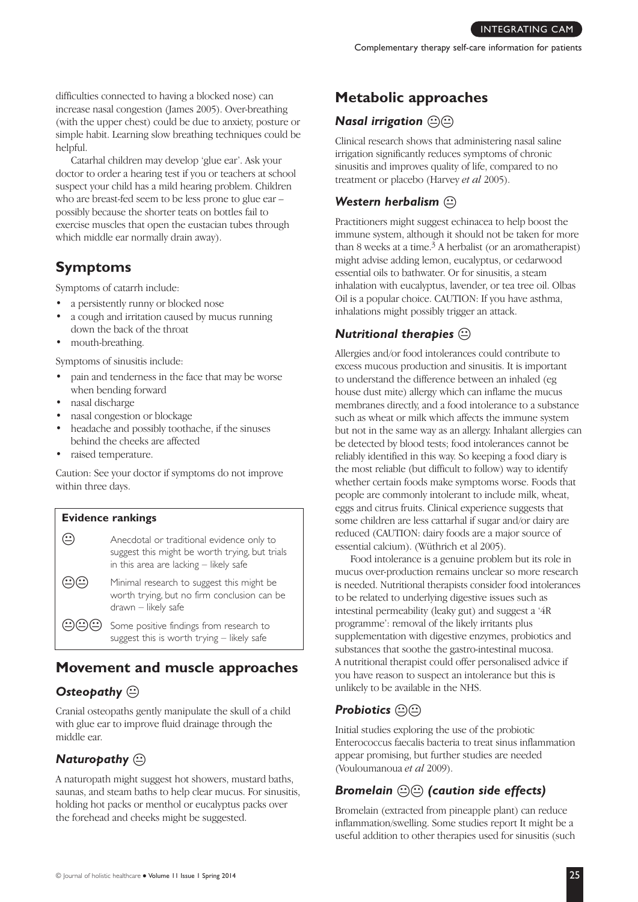difficulties connected to having a blocked nose) can increase nasal congestion (James 2005). Over-breathing (with the upper chest) could be due to anxiety, posture or simple habit. Learning slow breathing techniques could be helpful.

Catarhal children may develop 'glue ear'. Ask your doctor to order a hearing test if you or teachers at school suspect your child has a mild hearing problem. Children who are breast-fed seem to be less prone to glue ear – possibly because the shorter teats on bottles fail to exercise muscles that open the eustacian tubes through which middle ear normally drain away).

## Symptoms

Symptoms of catarrh include:

- a persistently runny or blocked nose
- a cough and irritation caused by mucus running down the back of the throat
- mouth-breathing.

Symptoms of sinusitis include:

- pain and tenderness in the face that may be worse when bending forward
- nasal discharge
- nasal congestion or blockage
- headache and possibly toothache, if the sinuses behind the cheeks are affected
- raised temperature.

Caution: See your doctor if symptoms do not improve within three days.

| **Evidence rankings** | |
|---|---|
| 😐 | Anecdotal or traditional evidence only to suggest this might be worth trying, but trials in this area are lacking – likely safe |
| 😐😐 | Minimal research to suggest this might be worth trying, but no firm conclusion can be drawn – likely safe |
| 😐😐😐 | Some positive findings from research to suggest this is worth trying – likely safe |

## Movement and muscle approaches

### *Osteopathy* 😐

Cranial osteopaths gently manipulate the skull of a child with glue ear to improve fluid drainage through the middle ear.

### *Naturopathy* 😐

A naturopath might suggest hot showers, mustard baths, saunas, and steam baths to help clear mucus. For sinusitis, holding hot packs or menthol or eucalyptus packs over the forehead and cheeks might be suggested.

## Metabolic approaches

### *Nasal irrigation* 😐😐

Clinical research shows that administering nasal saline irrigation significantly reduces symptoms of chronic sinusitis and improves quality of life, compared to no treatment or placebo (Harvey *et al* 2005).

### *Western herbalism* 😐

Practitioners might suggest echinacea to help boost the immune system, although it should not be taken for more than 8 weeks at a time.[3] A herbalist (or an aromatherapist) might advise adding lemon, eucalyptus, or cedarwood essential oils to bathwater. Or for sinusitis, a steam inhalation with eucalyptus, lavender, or tea tree oil. Olbas Oil is a popular choice. CAUTION: If you have asthma, inhalations might possibly trigger an attack.

### *Nutritional therapies* 😐

Allergies and/or food intolerances could contribute to excess mucous production and sinusitis. It is important to understand the difference between an inhaled (eg house dust mite) allergy which can inflame the mucus membranes directly, and a food intolerance to a substance such as wheat or milk which affects the immune system but not in the same way as an allergy. Inhalant allergies can be detected by blood tests; food intolerances cannot be reliably identified in this way. So keeping a food diary is the most reliable (but difficult to follow) way to identify whether certain foods make symptoms worse. Foods that people are commonly intolerant to include milk, wheat, eggs and citrus fruits. Clinical experience suggests that some children are less cattarhal if sugar and/or dairy are reduced (CAUTION: dairy foods are a major source of essential calcium). (Wüthrich et al 2005).

Food intolerance is a genuine problem but its role in mucus over-production remains unclear so more research is needed. Nutritional therapists consider food intolerances to be related to underlying digestive issues such as intestinal permeability (leaky gut) and suggest a '4R programme': removal of the likely irritants plus supplementation with digestive enzymes, probiotics and substances that soothe the gastro-intestinal mucosa. A nutritional therapist could offer personalised advice if you have reason to suspect an intolerance but this is unlikely to be available in the NHS.

### *Probiotics* 😐😐

Initial studies exploring the use of the probiotic Enterococcus faecalis bacteria to treat sinus inflammation appear promising, but further studies are needed (Vouloumanoua *et al* 2009).

### *Bromelain* 😐😐 *(caution side effects)*

Bromelain (extracted from pineapple plant) can reduce inflammation/swelling. Some studies report It might be a useful addition to other therapies used for sinusitis (such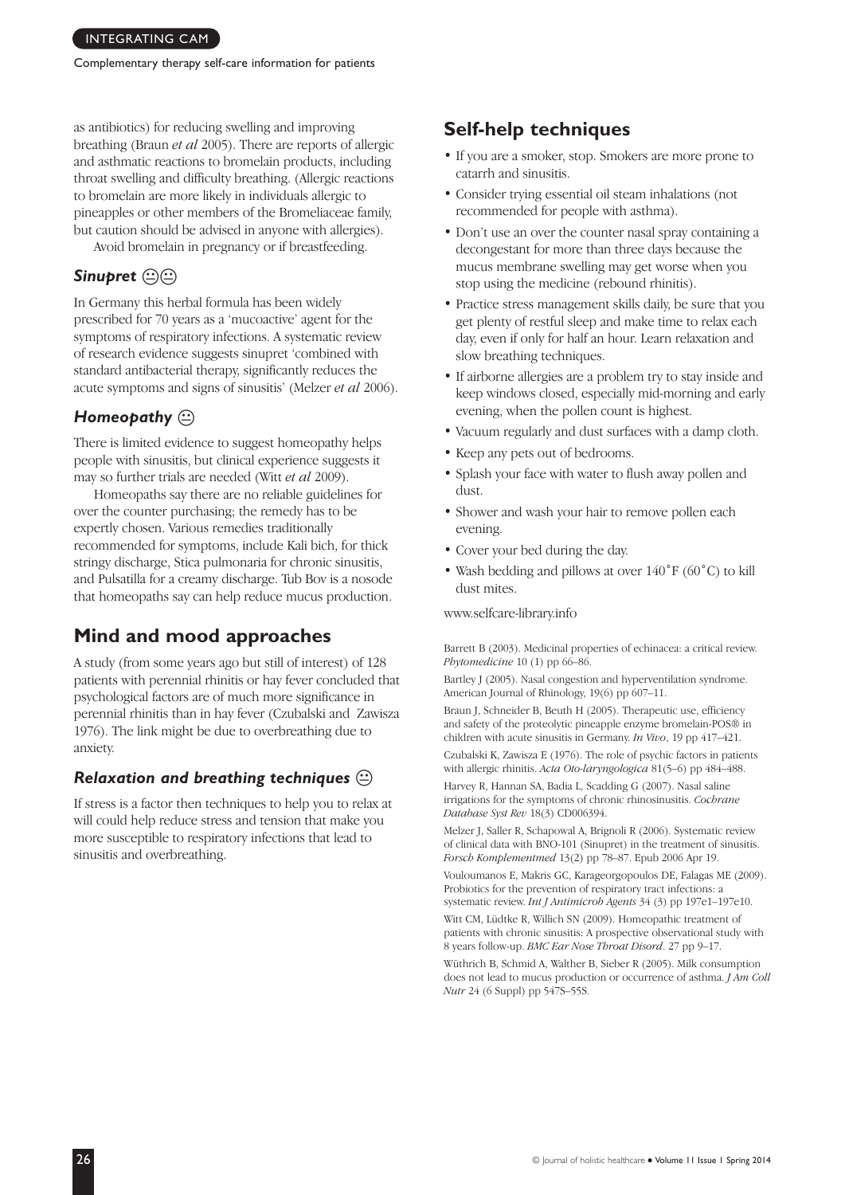as antibiotics) for reducing swelling and improving breathing (Braun *et al* 2005). There are reports of allergic and asthmatic reactions to bromelain products, including throat swelling and difficulty breathing. (Allergic reactions to bromelain are more likely in individuals allergic to pineapples or other members of the Bromeliaceae family, but caution should be advised in anyone with allergies).

Avoid bromelain in pregnancy or if breastfeeding.

### *Sinupret* 😐😐

In Germany this herbal formula has been widely prescribed for 70 years as a 'mucoactive' agent for the symptoms of respiratory infections. A systematic review of research evidence suggests sinupret 'combined with standard antibacterial therapy, significantly reduces the acute symptoms and signs of sinusitis' (Melzer *et al* 2006).

### *Homeopathy* 😐

There is limited evidence to suggest homeopathy helps people with sinusitis, but clinical experience suggests it may so further trials are needed (Witt *et al* 2009).

Homeopaths say there are no reliable guidelines for over the counter purchasing; the remedy has to be expertly chosen. Various remedies traditionally recommended for symptoms, include Kali bich, for thick stringy discharge, Stica pulmonaria for chronic sinusitis, and Pulsatilla for a creamy discharge. Tub Bov is a nosode that homeopaths say can help reduce mucus production.

## Mind and mood approaches

A study (from some years ago but still of interest) of 128 patients with perennial rhinitis or hay fever concluded that psychological factors are of much more significance in perennial rhinitis than in hay fever (Czubalski and Zawisza 1976). The link might be due to overbreathing due to anxiety.

### *Relaxation and breathing techniques* 😐

If stress is a factor then techniques to help you to relax at will could help reduce stress and tension that make you more susceptible to respiratory infections that lead to sinusitis and overbreathing.

## Self-help techniques

- If you are a smoker, stop. Smokers are more prone to catarrh and sinusitis.
- Consider trying essential oil steam inhalations (not recommended for people with asthma).
- Don't use an over the counter nasal spray containing a decongestant for more than three days because the mucus membrane swelling may get worse when you stop using the medicine (rebound rhinitis).
- Practice stress management skills daily, be sure that you get plenty of restful sleep and make time to relax each day, even if only for half an hour. Learn relaxation and slow breathing techniques.
- If airborne allergies are a problem try to stay inside and keep windows closed, especially mid-morning and early evening, when the pollen count is highest.
- Vacuum regularly and dust surfaces with a damp cloth.
- Keep any pets out of bedrooms.
- Splash your face with water to flush away pollen and dust.
- Shower and wash your hair to remove pollen each evening.
- Cover your bed during the day.
- Wash bedding and pillows at over 140˚F (60˚C) to kill dust mites.

www.selfcare-library.info

Barrett B (2003). Medicinal properties of echinacea: a critical review. *Phytomedicine* 10 (1) pp 66–86.

Bartley J (2005). Nasal congestion and hyperventilation syndrome. American Journal of Rhinology, 19(6) pp 607–11.

Braun J, Schneider B, Beuth H (2005). Therapeutic use, efficiency and safety of the proteolytic pineapple enzyme bromelain-POS® in children with acute sinusitis in Germany. *In Vivo*, 19 pp 417–421.

Czubalski K, Zawisza E (1976). The role of psychic factors in patients with allergic rhinitis. *Acta Oto-laryngologica* 81(5–6) pp 484–488.

Harvey R, Hannan SA, Badia L, Scadding G (2007). Nasal saline irrigations for the symptoms of chronic rhinosinusitis. *Cochrane Database Syst Rev* 18(3) CD006394.

Melzer J, Saller R, Schapowal A, Brignoli R (2006). Systematic review of clinical data with BNO-101 (Sinupret) in the treatment of sinusitis. *Forsch Komplementmed* 13(2) pp 78–87. Epub 2006 Apr 19.

Vouloumanos E, Makris GC, Karageorgopoulos DE, Falagas ME (2009). Probiotics for the prevention of respiratory tract infections: a systematic review. *Int J Antimicrob Agents* 34 (3) pp 197e1–197e10.

Witt CM, Lüdtke R, Willich SN (2009). Homeopathic treatment of patients with chronic sinusitis: A prospective observational study with 8 years follow-up. *BMC Ear Nose Throat Disord*. 27 pp 9–17.

Wüthrich B, Schmid A, Walther B, Sieber R (2005). Milk consumption does not lead to mucus production or occurrence of asthma. *J Am Coll Nutr* 24 (6 Suppl) pp 547S–55S.